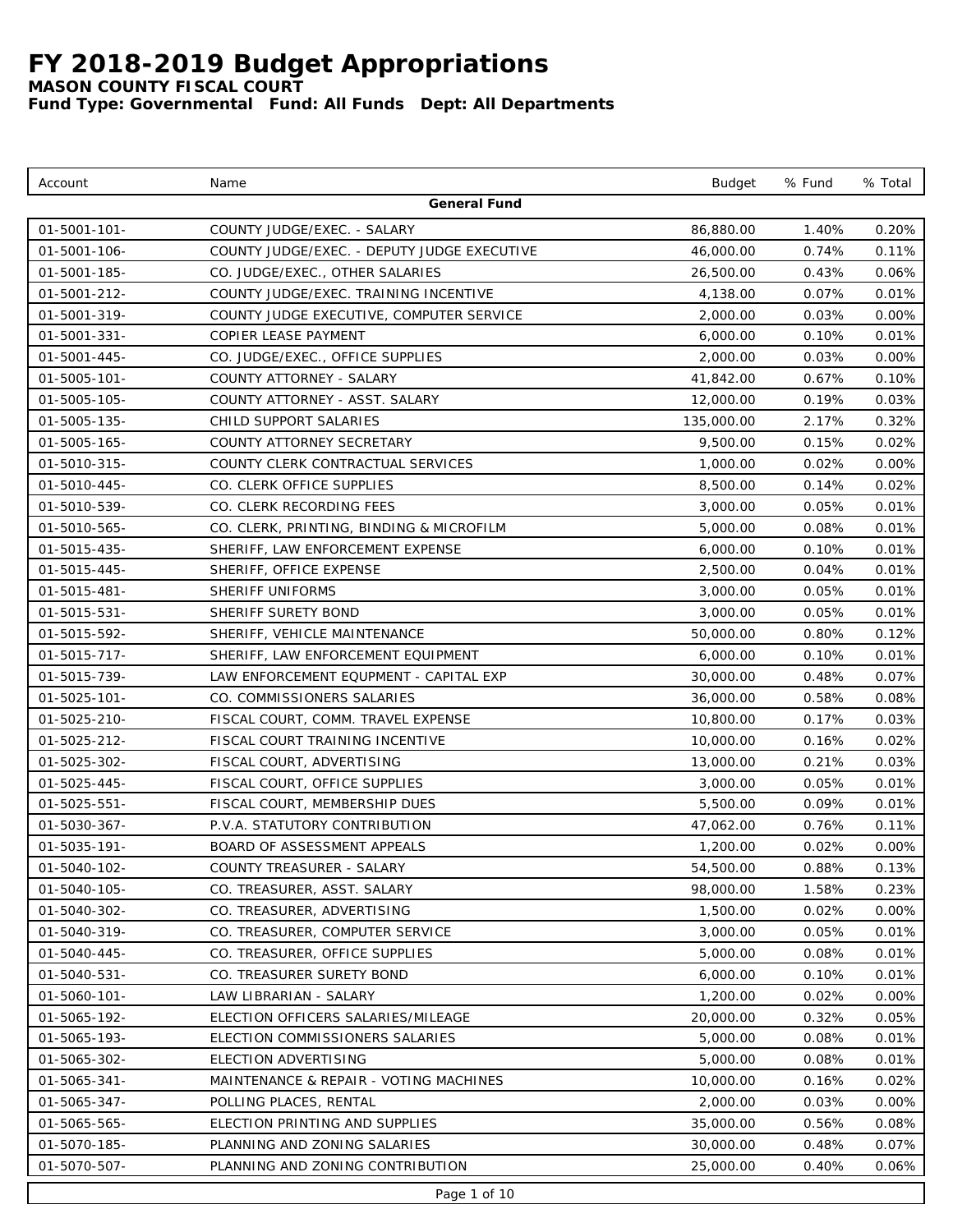# FY 2018-2019 Budget Appropriations

**MASON COUNTY FISCAL COURT**

**Fund Type: Governmental Fund: All Funds Dept: All Departments**

| Account | Name | Budget | % Fund | % Total |
|---|---|---|---|---|
| | **General Fund** | | | |
| 01-5001-101- | COUNTY JUDGE/EXEC. - SALARY | 86,880.00 | 1.40% | 0.20% |
| 01-5001-106- | COUNTY JUDGE/EXEC. - DEPUTY JUDGE EXECUTIVE | 46,000.00 | 0.74% | 0.11% |
| 01-5001-185- | CO. JUDGE/EXEC., OTHER SALARIES | 26,500.00 | 0.43% | 0.06% |
| 01-5001-212- | COUNTY JUDGE/EXEC. TRAINING INCENTIVE | 4,138.00 | 0.07% | 0.01% |
| 01-5001-319- | COUNTY JUDGE EXECUTIVE, COMPUTER SERVICE | 2,000.00 | 0.03% | 0.00% |
| 01-5001-331- | COPIER LEASE PAYMENT | 6,000.00 | 0.10% | 0.01% |
| 01-5001-445- | CO. JUDGE/EXEC., OFFICE SUPPLIES | 2,000.00 | 0.03% | 0.00% |
| 01-5005-101- | COUNTY ATTORNEY - SALARY | 41,842.00 | 0.67% | 0.10% |
| 01-5005-105- | COUNTY ATTORNEY - ASST. SALARY | 12,000.00 | 0.19% | 0.03% |
| 01-5005-135- | CHILD SUPPORT SALARIES | 135,000.00 | 2.17% | 0.32% |
| 01-5005-165- | COUNTY ATTORNEY SECRETARY | 9,500.00 | 0.15% | 0.02% |
| 01-5010-315- | COUNTY CLERK CONTRACTUAL SERVICES | 1,000.00 | 0.02% | 0.00% |
| 01-5010-445- | CO. CLERK OFFICE SUPPLIES | 8,500.00 | 0.14% | 0.02% |
| 01-5010-539- | CO. CLERK RECORDING FEES | 3,000.00 | 0.05% | 0.01% |
| 01-5010-565- | CO. CLERK, PRINTING, BINDING & MICROFILM | 5,000.00 | 0.08% | 0.01% |
| 01-5015-435- | SHERIFF, LAW ENFORCEMENT EXPENSE | 6,000.00 | 0.10% | 0.01% |
| 01-5015-445- | SHERIFF, OFFICE EXPENSE | 2,500.00 | 0.04% | 0.01% |
| 01-5015-481- | SHERIFF UNIFORMS | 3,000.00 | 0.05% | 0.01% |
| 01-5015-531- | SHERIFF SURETY BOND | 3,000.00 | 0.05% | 0.01% |
| 01-5015-592- | SHERIFF, VEHICLE MAINTENANCE | 50,000.00 | 0.80% | 0.12% |
| 01-5015-717- | SHERIFF, LAW ENFORCEMENT EQUIPMENT | 6,000.00 | 0.10% | 0.01% |
| 01-5015-739- | LAW ENFORCEMENT EQUPMENT - CAPITAL EXP | 30,000.00 | 0.48% | 0.07% |
| 01-5025-101- | CO. COMMISSIONERS SALARIES | 36,000.00 | 0.58% | 0.08% |
| 01-5025-210- | FISCAL COURT, COMM. TRAVEL EXPENSE | 10,800.00 | 0.17% | 0.03% |
| 01-5025-212- | FISCAL COURT TRAINING INCENTIVE | 10,000.00 | 0.16% | 0.02% |
| 01-5025-302- | FISCAL COURT, ADVERTISING | 13,000.00 | 0.21% | 0.03% |
| 01-5025-445- | FISCAL COURT, OFFICE SUPPLIES | 3,000.00 | 0.05% | 0.01% |
| 01-5025-551- | FISCAL COURT, MEMBERSHIP DUES | 5,500.00 | 0.09% | 0.01% |
| 01-5030-367- | P.V.A. STATUTORY CONTRIBUTION | 47,062.00 | 0.76% | 0.11% |
| 01-5035-191- | BOARD OF ASSESSMENT APPEALS | 1,200.00 | 0.02% | 0.00% |
| 01-5040-102- | COUNTY TREASURER - SALARY | 54,500.00 | 0.88% | 0.13% |
| 01-5040-105- | CO. TREASURER, ASST. SALARY | 98,000.00 | 1.58% | 0.23% |
| 01-5040-302- | CO. TREASURER, ADVERTISING | 1,500.00 | 0.02% | 0.00% |
| 01-5040-319- | CO. TREASURER, COMPUTER SERVICE | 3,000.00 | 0.05% | 0.01% |
| 01-5040-445- | CO. TREASURER, OFFICE SUPPLIES | 5,000.00 | 0.08% | 0.01% |
| 01-5040-531- | CO. TREASURER SURETY BOND | 6,000.00 | 0.10% | 0.01% |
| 01-5060-101- | LAW LIBRARIAN - SALARY | 1,200.00 | 0.02% | 0.00% |
| 01-5065-192- | ELECTION OFFICERS SALARIES/MILEAGE | 20,000.00 | 0.32% | 0.05% |
| 01-5065-193- | ELECTION COMMISSIONERS SALARIES | 5,000.00 | 0.08% | 0.01% |
| 01-5065-302- | ELECTION ADVERTISING | 5,000.00 | 0.08% | 0.01% |
| 01-5065-341- | MAINTENANCE & REPAIR - VOTING MACHINES | 10,000.00 | 0.16% | 0.02% |
| 01-5065-347- | POLLING PLACES, RENTAL | 2,000.00 | 0.03% | 0.00% |
| 01-5065-565- | ELECTION PRINTING AND SUPPLIES | 35,000.00 | 0.56% | 0.08% |
| 01-5070-185- | PLANNING AND ZONING SALARIES | 30,000.00 | 0.48% | 0.07% |
| 01-5070-507- | PLANNING AND ZONING CONTRIBUTION | 25,000.00 | 0.40% | 0.06% |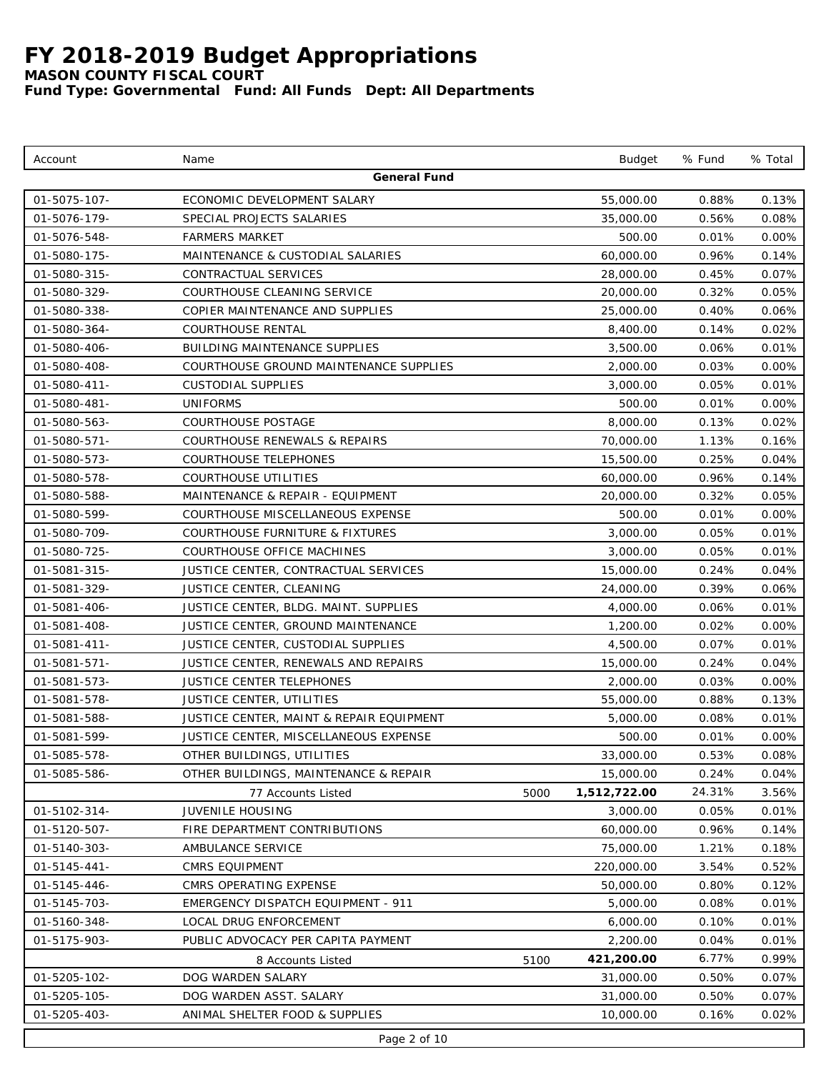# FY 2018-2019 Budget Appropriations

**MASON COUNTY FISCAL COURT**

**Fund Type: Governmental Fund: All Funds Dept: All Departments**

| Account | Name | | Budget | % Fund | % Total |
|---|---|---|---|---|---|
| | **General Fund** | | | | |
| 01-5075-107- | ECONOMIC DEVELOPMENT SALARY | | 55,000.00 | 0.88% | 0.13% |
| 01-5076-179- | SPECIAL PROJECTS SALARIES | | 35,000.00 | 0.56% | 0.08% |
| 01-5076-548- | FARMERS MARKET | | 500.00 | 0.01% | 0.00% |
| 01-5080-175- | MAINTENANCE & CUSTODIAL SALARIES | | 60,000.00 | 0.96% | 0.14% |
| 01-5080-315- | CONTRACTUAL SERVICES | | 28,000.00 | 0.45% | 0.07% |
| 01-5080-329- | COURTHOUSE CLEANING SERVICE | | 20,000.00 | 0.32% | 0.05% |
| 01-5080-338- | COPIER MAINTENANCE AND SUPPLIES | | 25,000.00 | 0.40% | 0.06% |
| 01-5080-364- | COURTHOUSE RENTAL | | 8,400.00 | 0.14% | 0.02% |
| 01-5080-406- | BUILDING MAINTENANCE SUPPLIES | | 3,500.00 | 0.06% | 0.01% |
| 01-5080-408- | COURTHOUSE GROUND MAINTENANCE SUPPLIES | | 2,000.00 | 0.03% | 0.00% |
| 01-5080-411- | CUSTODIAL SUPPLIES | | 3,000.00 | 0.05% | 0.01% |
| 01-5080-481- | UNIFORMS | | 500.00 | 0.01% | 0.00% |
| 01-5080-563- | COURTHOUSE POSTAGE | | 8,000.00 | 0.13% | 0.02% |
| 01-5080-571- | COURTHOUSE RENEWALS & REPAIRS | | 70,000.00 | 1.13% | 0.16% |
| 01-5080-573- | COURTHOUSE TELEPHONES | | 15,500.00 | 0.25% | 0.04% |
| 01-5080-578- | COURTHOUSE UTILITIES | | 60,000.00 | 0.96% | 0.14% |
| 01-5080-588- | MAINTENANCE & REPAIR - EQUIPMENT | | 20,000.00 | 0.32% | 0.05% |
| 01-5080-599- | COURTHOUSE MISCELLANEOUS EXPENSE | | 500.00 | 0.01% | 0.00% |
| 01-5080-709- | COURTHOUSE FURNITURE & FIXTURES | | 3,000.00 | 0.05% | 0.01% |
| 01-5080-725- | COURTHOUSE OFFICE MACHINES | | 3,000.00 | 0.05% | 0.01% |
| 01-5081-315- | JUSTICE CENTER, CONTRACTUAL SERVICES | | 15,000.00 | 0.24% | 0.04% |
| 01-5081-329- | JUSTICE CENTER, CLEANING | | 24,000.00 | 0.39% | 0.06% |
| 01-5081-406- | JUSTICE CENTER, BLDG. MAINT. SUPPLIES | | 4,000.00 | 0.06% | 0.01% |
| 01-5081-408- | JUSTICE CENTER, GROUND MAINTENANCE | | 1,200.00 | 0.02% | 0.00% |
| 01-5081-411- | JUSTICE CENTER, CUSTODIAL SUPPLIES | | 4,500.00 | 0.07% | 0.01% |
| 01-5081-571- | JUSTICE CENTER, RENEWALS AND REPAIRS | | 15,000.00 | 0.24% | 0.04% |
| 01-5081-573- | JUSTICE CENTER TELEPHONES | | 2,000.00 | 0.03% | 0.00% |
| 01-5081-578- | JUSTICE CENTER, UTILITIES | | 55,000.00 | 0.88% | 0.13% |
| 01-5081-588- | JUSTICE CENTER, MAINT & REPAIR EQUIPMENT | | 5,000.00 | 0.08% | 0.01% |
| 01-5081-599- | JUSTICE CENTER, MISCELLANEOUS EXPENSE | | 500.00 | 0.01% | 0.00% |
| 01-5085-578- | OTHER BUILDINGS, UTILITIES | | 33,000.00 | 0.53% | 0.08% |
| 01-5085-586- | OTHER BUILDINGS, MAINTENANCE & REPAIR | | 15,000.00 | 0.24% | 0.04% |
| | 77 Accounts Listed | 5000 | **1,512,722.00** | 24.31% | 3.56% |
| 01-5102-314- | JUVENILE HOUSING | | 3,000.00 | 0.05% | 0.01% |
| 01-5120-507- | FIRE DEPARTMENT CONTRIBUTIONS | | 60,000.00 | 0.96% | 0.14% |
| 01-5140-303- | AMBULANCE SERVICE | | 75,000.00 | 1.21% | 0.18% |
| 01-5145-441- | CMRS EQUIPMENT | | 220,000.00 | 3.54% | 0.52% |
| 01-5145-446- | CMRS OPERATING EXPENSE | | 50,000.00 | 0.80% | 0.12% |
| 01-5145-703- | EMERGENCY DISPATCH EQUIPMENT - 911 | | 5,000.00 | 0.08% | 0.01% |
| 01-5160-348- | LOCAL DRUG ENFORCEMENT | | 6,000.00 | 0.10% | 0.01% |
| 01-5175-903- | PUBLIC ADVOCACY PER CAPITA PAYMENT | | 2,200.00 | 0.04% | 0.01% |
| | 8 Accounts Listed | 5100 | **421,200.00** | 6.77% | 0.99% |
| 01-5205-102- | DOG WARDEN SALARY | | 31,000.00 | 0.50% | 0.07% |
| 01-5205-105- | DOG WARDEN ASST. SALARY | | 31,000.00 | 0.50% | 0.07% |
| 01-5205-403- | ANIMAL SHELTER FOOD & SUPPLIES | | 10,000.00 | 0.16% | 0.02% |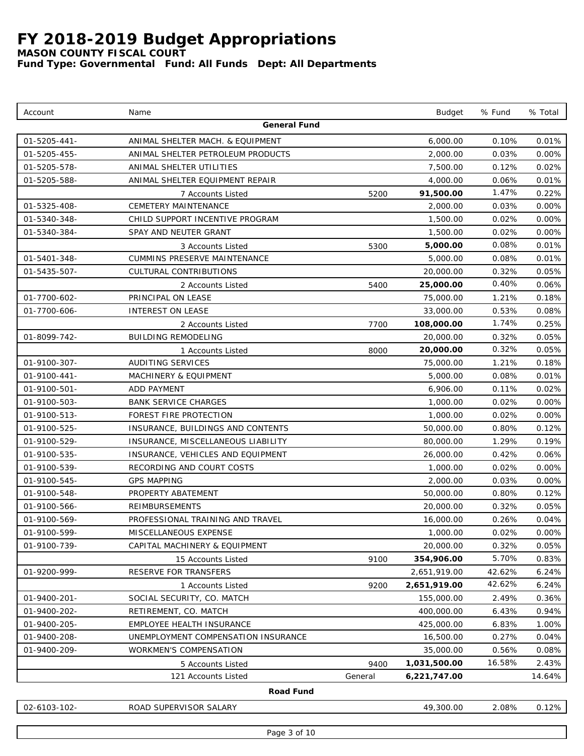# FY 2018-2019 Budget Appropriations

**MASON COUNTY FISCAL COURT**

**Fund Type: Governmental Fund: All Funds Dept: All Departments**

| Account | Name | | Budget | % Fund | % Total |
|---|---|---|---|---|---|
| | **General Fund** | | | | |
| 01-5205-441- | ANIMAL SHELTER MACH. & EQUIPMENT | | 6,000.00 | 0.10% | 0.01% |
| 01-5205-455- | ANIMAL SHELTER PETROLEUM PRODUCTS | | 2,000.00 | 0.03% | 0.00% |
| 01-5205-578- | ANIMAL SHELTER UTILITIES | | 7,500.00 | 0.12% | 0.02% |
| 01-5205-588- | ANIMAL SHELTER EQUIPMENT REPAIR | | 4,000.00 | 0.06% | 0.01% |
| | 7 Accounts Listed | 5200 | **91,500.00** | 1.47% | 0.22% |
| 01-5325-408- | CEMETERY MAINTENANCE | | 2,000.00 | 0.03% | 0.00% |
| 01-5340-348- | CHILD SUPPORT INCENTIVE PROGRAM | | 1,500.00 | 0.02% | 0.00% |
| 01-5340-384- | SPAY AND NEUTER GRANT | | 1,500.00 | 0.02% | 0.00% |
| | 3 Accounts Listed | 5300 | **5,000.00** | 0.08% | 0.01% |
| 01-5401-348- | CUMMINS PRESERVE MAINTENANCE | | 5,000.00 | 0.08% | 0.01% |
| 01-5435-507- | CULTURAL CONTRIBUTIONS | | 20,000.00 | 0.32% | 0.05% |
| | 2 Accounts Listed | 5400 | **25,000.00** | 0.40% | 0.06% |
| 01-7700-602- | PRINCIPAL ON LEASE | | 75,000.00 | 1.21% | 0.18% |
| 01-7700-606- | INTEREST ON LEASE | | 33,000.00 | 0.53% | 0.08% |
| | 2 Accounts Listed | 7700 | **108,000.00** | 1.74% | 0.25% |
| 01-8099-742- | BUILDING REMODELING | | 20,000.00 | 0.32% | 0.05% |
| | 1 Accounts Listed | 8000 | **20,000.00** | 0.32% | 0.05% |
| 01-9100-307- | AUDITING SERVICES | | 75,000.00 | 1.21% | 0.18% |
| 01-9100-441- | MACHINERY & EQUIPMENT | | 5,000.00 | 0.08% | 0.01% |
| 01-9100-501- | ADD PAYMENT | | 6,906.00 | 0.11% | 0.02% |
| 01-9100-503- | BANK SERVICE CHARGES | | 1,000.00 | 0.02% | 0.00% |
| 01-9100-513- | FOREST FIRE PROTECTION | | 1,000.00 | 0.02% | 0.00% |
| 01-9100-525- | INSURANCE, BUILDINGS AND CONTENTS | | 50,000.00 | 0.80% | 0.12% |
| 01-9100-529- | INSURANCE, MISCELLANEOUS LIABILITY | | 80,000.00 | 1.29% | 0.19% |
| 01-9100-535- | INSURANCE, VEHICLES AND EQUIPMENT | | 26,000.00 | 0.42% | 0.06% |
| 01-9100-539- | RECORDING AND COURT COSTS | | 1,000.00 | 0.02% | 0.00% |
| 01-9100-545- | GPS MAPPING | | 2,000.00 | 0.03% | 0.00% |
| 01-9100-548- | PROPERTY ABATEMENT | | 50,000.00 | 0.80% | 0.12% |
| 01-9100-566- | REIMBURSEMENTS | | 20,000.00 | 0.32% | 0.05% |
| 01-9100-569- | PROFESSIONAL TRAINING AND TRAVEL | | 16,000.00 | 0.26% | 0.04% |
| 01-9100-599- | MISCELLANEOUS EXPENSE | | 1,000.00 | 0.02% | 0.00% |
| 01-9100-739- | CAPITAL MACHINERY & EQUIPMENT | | 20,000.00 | 0.32% | 0.05% |
| | 15 Accounts Listed | 9100 | **354,906.00** | 5.70% | 0.83% |
| 01-9200-999- | RESERVE FOR TRANSFERS | | 2,651,919.00 | 42.62% | 6.24% |
| | 1 Accounts Listed | 9200 | **2,651,919.00** | 42.62% | 6.24% |
| 01-9400-201- | SOCIAL SECURITY, CO. MATCH | | 155,000.00 | 2.49% | 0.36% |
| 01-9400-202- | RETIREMENT, CO. MATCH | | 400,000.00 | 6.43% | 0.94% |
| 01-9400-205- | EMPLOYEE HEALTH INSURANCE | | 425,000.00 | 6.83% | 1.00% |
| 01-9400-208- | UNEMPLOYMENT COMPENSATION INSURANCE | | 16,500.00 | 0.27% | 0.04% |
| 01-9400-209- | WORKMEN'S COMPENSATION | | 35,000.00 | 0.56% | 0.08% |
| | 5 Accounts Listed | 9400 | **1,031,500.00** | 16.58% | 2.43% |
| | 121 Accounts Listed | General | **6,221,747.00** | | 14.64% |
| | **Road Fund** | | | | |
| 02-6103-102- | ROAD SUPERVISOR SALARY | | 49,300.00 | 2.08% | 0.12% |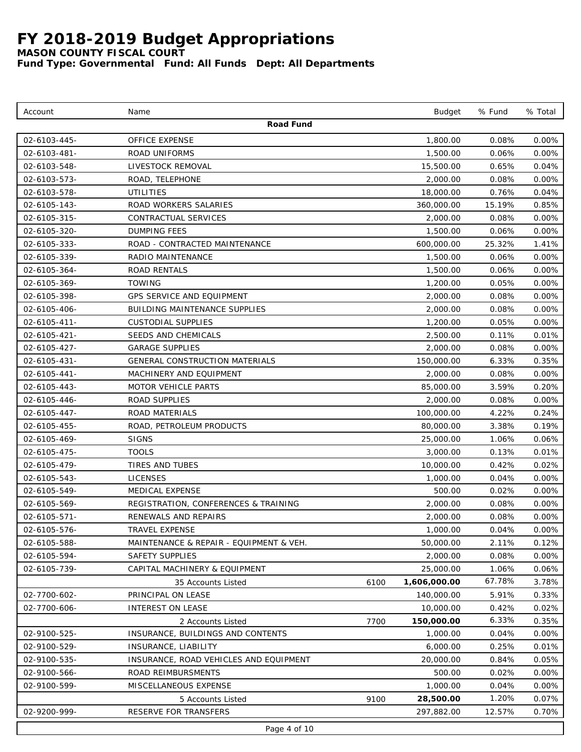# FY 2018-2019 Budget Appropriations

**MASON COUNTY FISCAL COURT**

**Fund Type: Governmental Fund: All Funds Dept: All Departments**

| Account | Name | | Budget | % Fund | % Total |
|---|---|---|---|---|---|
| | **Road Fund** | | | | |
| 02-6103-445- | OFFICE EXPENSE | | 1,800.00 | 0.08% | 0.00% |
| 02-6103-481- | ROAD UNIFORMS | | 1,500.00 | 0.06% | 0.00% |
| 02-6103-548- | LIVESTOCK REMOVAL | | 15,500.00 | 0.65% | 0.04% |
| 02-6103-573- | ROAD, TELEPHONE | | 2,000.00 | 0.08% | 0.00% |
| 02-6103-578- | UTILITIES | | 18,000.00 | 0.76% | 0.04% |
| 02-6105-143- | ROAD WORKERS SALARIES | | 360,000.00 | 15.19% | 0.85% |
| 02-6105-315- | CONTRACTUAL SERVICES | | 2,000.00 | 0.08% | 0.00% |
| 02-6105-320- | DUMPING FEES | | 1,500.00 | 0.06% | 0.00% |
| 02-6105-333- | ROAD - CONTRACTED MAINTENANCE | | 600,000.00 | 25.32% | 1.41% |
| 02-6105-339- | RADIO MAINTENANCE | | 1,500.00 | 0.06% | 0.00% |
| 02-6105-364- | ROAD RENTALS | | 1,500.00 | 0.06% | 0.00% |
| 02-6105-369- | TOWING | | 1,200.00 | 0.05% | 0.00% |
| 02-6105-398- | GPS SERVICE AND EQUIPMENT | | 2,000.00 | 0.08% | 0.00% |
| 02-6105-406- | BUILDING MAINTENANCE SUPPLIES | | 2,000.00 | 0.08% | 0.00% |
| 02-6105-411- | CUSTODIAL SUPPLIES | | 1,200.00 | 0.05% | 0.00% |
| 02-6105-421- | SEEDS AND CHEMICALS | | 2,500.00 | 0.11% | 0.01% |
| 02-6105-427- | GARAGE SUPPLIES | | 2,000.00 | 0.08% | 0.00% |
| 02-6105-431- | GENERAL CONSTRUCTION MATERIALS | | 150,000.00 | 6.33% | 0.35% |
| 02-6105-441- | MACHINERY AND EQUIPMENT | | 2,000.00 | 0.08% | 0.00% |
| 02-6105-443- | MOTOR VEHICLE PARTS | | 85,000.00 | 3.59% | 0.20% |
| 02-6105-446- | ROAD SUPPLIES | | 2,000.00 | 0.08% | 0.00% |
| 02-6105-447- | ROAD MATERIALS | | 100,000.00 | 4.22% | 0.24% |
| 02-6105-455- | ROAD, PETROLEUM PRODUCTS | | 80,000.00 | 3.38% | 0.19% |
| 02-6105-469- | SIGNS | | 25,000.00 | 1.06% | 0.06% |
| 02-6105-475- | TOOLS | | 3,000.00 | 0.13% | 0.01% |
| 02-6105-479- | TIRES AND TUBES | | 10,000.00 | 0.42% | 0.02% |
| 02-6105-543- | LICENSES | | 1,000.00 | 0.04% | 0.00% |
| 02-6105-549- | MEDICAL EXPENSE | | 500.00 | 0.02% | 0.00% |
| 02-6105-569- | REGISTRATION, CONFERENCES & TRAINING | | 2,000.00 | 0.08% | 0.00% |
| 02-6105-571- | RENEWALS AND REPAIRS | | 2,000.00 | 0.08% | 0.00% |
| 02-6105-576- | TRAVEL EXPENSE | | 1,000.00 | 0.04% | 0.00% |
| 02-6105-588- | MAINTENANCE & REPAIR - EQUIPMENT & VEH. | | 50,000.00 | 2.11% | 0.12% |
| 02-6105-594- | SAFETY SUPPLIES | | 2,000.00 | 0.08% | 0.00% |
| 02-6105-739- | CAPITAL MACHINERY & EQUIPMENT | | 25,000.00 | 1.06% | 0.06% |
| | 35 Accounts Listed | 6100 | **1,606,000.00** | 67.78% | 3.78% |
| 02-7700-602- | PRINCIPAL ON LEASE | | 140,000.00 | 5.91% | 0.33% |
| 02-7700-606- | INTEREST ON LEASE | | 10,000.00 | 0.42% | 0.02% |
| | 2 Accounts Listed | 7700 | **150,000.00** | 6.33% | 0.35% |
| 02-9100-525- | INSURANCE, BUILDINGS AND CONTENTS | | 1,000.00 | 0.04% | 0.00% |
| 02-9100-529- | INSURANCE, LIABILITY | | 6,000.00 | 0.25% | 0.01% |
| 02-9100-535- | INSURANCE, ROAD VEHICLES AND EQUIPMENT | | 20,000.00 | 0.84% | 0.05% |
| 02-9100-566- | ROAD REIMBURSMENTS | | 500.00 | 0.02% | 0.00% |
| 02-9100-599- | MISCELLANEOUS EXPENSE | | 1,000.00 | 0.04% | 0.00% |
| | 5 Accounts Listed | 9100 | **28,500.00** | 1.20% | 0.07% |
| 02-9200-999- | RESERVE FOR TRANSFERS | | 297,882.00 | 12.57% | 0.70% |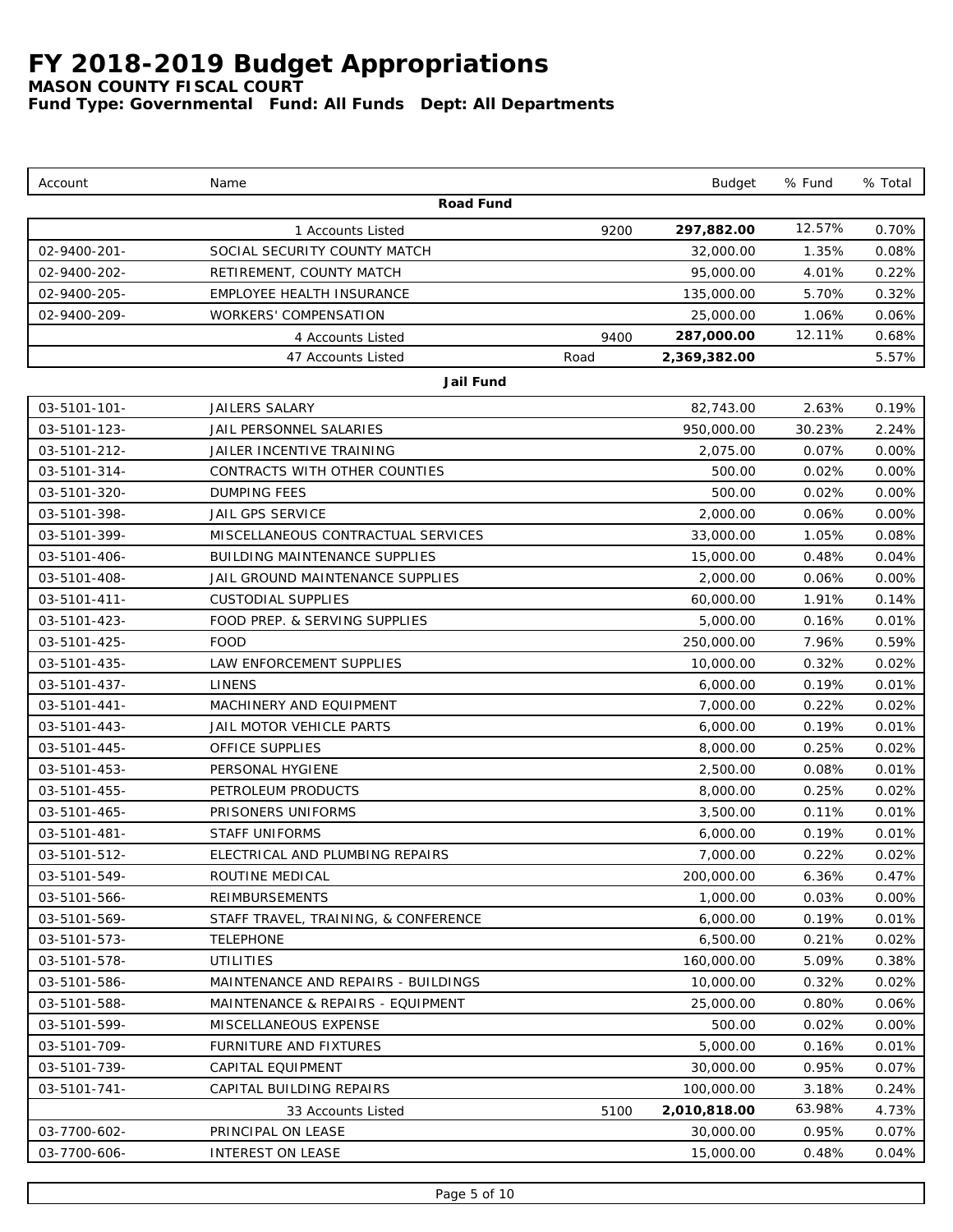# FY 2018-2019 Budget Appropriations

**MASON COUNTY FISCAL COURT**

**Fund Type: Governmental Fund: All Funds Dept: All Departments**

| Account | Name | | Budget | % Fund | % Total |
|---|---|---|---|---|---|
| | **Road Fund** | | | | |
| | 1 Accounts Listed | 9200 | **297,882.00** | 12.57% | 0.70% |
| 02-9400-201- | SOCIAL SECURITY COUNTY MATCH | | 32,000.00 | 1.35% | 0.08% |
| 02-9400-202- | RETIREMENT, COUNTY MATCH | | 95,000.00 | 4.01% | 0.22% |
| 02-9400-205- | EMPLOYEE HEALTH INSURANCE | | 135,000.00 | 5.70% | 0.32% |
| 02-9400-209- | WORKERS' COMPENSATION | | 25,000.00 | 1.06% | 0.06% |
| | 4 Accounts Listed | 9400 | **287,000.00** | 12.11% | 0.68% |
| | 47 Accounts Listed | Road | **2,369,382.00** | | 5.57% |
| | **Jail Fund** | | | | |
| 03-5101-101- | JAILERS SALARY | | 82,743.00 | 2.63% | 0.19% |
| 03-5101-123- | JAIL PERSONNEL SALARIES | | 950,000.00 | 30.23% | 2.24% |
| 03-5101-212- | JAILER INCENTIVE TRAINING | | 2,075.00 | 0.07% | 0.00% |
| 03-5101-314- | CONTRACTS WITH OTHER COUNTIES | | 500.00 | 0.02% | 0.00% |
| 03-5101-320- | DUMPING FEES | | 500.00 | 0.02% | 0.00% |
| 03-5101-398- | JAIL GPS SERVICE | | 2,000.00 | 0.06% | 0.00% |
| 03-5101-399- | MISCELLANEOUS CONTRACTUAL SERVICES | | 33,000.00 | 1.05% | 0.08% |
| 03-5101-406- | BUILDING MAINTENANCE SUPPLIES | | 15,000.00 | 0.48% | 0.04% |
| 03-5101-408- | JAIL GROUND MAINTENANCE SUPPLIES | | 2,000.00 | 0.06% | 0.00% |
| 03-5101-411- | CUSTODIAL SUPPLIES | | 60,000.00 | 1.91% | 0.14% |
| 03-5101-423- | FOOD PREP. & SERVING SUPPLIES | | 5,000.00 | 0.16% | 0.01% |
| 03-5101-425- | FOOD | | 250,000.00 | 7.96% | 0.59% |
| 03-5101-435- | LAW ENFORCEMENT SUPPLIES | | 10,000.00 | 0.32% | 0.02% |
| 03-5101-437- | LINENS | | 6,000.00 | 0.19% | 0.01% |
| 03-5101-441- | MACHINERY AND EQUIPMENT | | 7,000.00 | 0.22% | 0.02% |
| 03-5101-443- | JAIL MOTOR VEHICLE PARTS | | 6,000.00 | 0.19% | 0.01% |
| 03-5101-445- | OFFICE SUPPLIES | | 8,000.00 | 0.25% | 0.02% |
| 03-5101-453- | PERSONAL HYGIENE | | 2,500.00 | 0.08% | 0.01% |
| 03-5101-455- | PETROLEUM PRODUCTS | | 8,000.00 | 0.25% | 0.02% |
| 03-5101-465- | PRISONERS UNIFORMS | | 3,500.00 | 0.11% | 0.01% |
| 03-5101-481- | STAFF UNIFORMS | | 6,000.00 | 0.19% | 0.01% |
| 03-5101-512- | ELECTRICAL AND PLUMBING REPAIRS | | 7,000.00 | 0.22% | 0.02% |
| 03-5101-549- | ROUTINE MEDICAL | | 200,000.00 | 6.36% | 0.47% |
| 03-5101-566- | REIMBURSEMENTS | | 1,000.00 | 0.03% | 0.00% |
| 03-5101-569- | STAFF TRAVEL, TRAINING, & CONFERENCE | | 6,000.00 | 0.19% | 0.01% |
| 03-5101-573- | TELEPHONE | | 6,500.00 | 0.21% | 0.02% |
| 03-5101-578- | UTILITIES | | 160,000.00 | 5.09% | 0.38% |
| 03-5101-586- | MAINTENANCE AND REPAIRS - BUILDINGS | | 10,000.00 | 0.32% | 0.02% |
| 03-5101-588- | MAINTENANCE & REPAIRS - EQUIPMENT | | 25,000.00 | 0.80% | 0.06% |
| 03-5101-599- | MISCELLANEOUS EXPENSE | | 500.00 | 0.02% | 0.00% |
| 03-5101-709- | FURNITURE AND FIXTURES | | 5,000.00 | 0.16% | 0.01% |
| 03-5101-739- | CAPITAL EQUIPMENT | | 30,000.00 | 0.95% | 0.07% |
| 03-5101-741- | CAPITAL BUILDING REPAIRS | | 100,000.00 | 3.18% | 0.24% |
| | 33 Accounts Listed | 5100 | **2,010,818.00** | 63.98% | 4.73% |
| 03-7700-602- | PRINCIPAL ON LEASE | | 30,000.00 | 0.95% | 0.07% |
| 03-7700-606- | INTEREST ON LEASE | | 15,000.00 | 0.48% | 0.04% |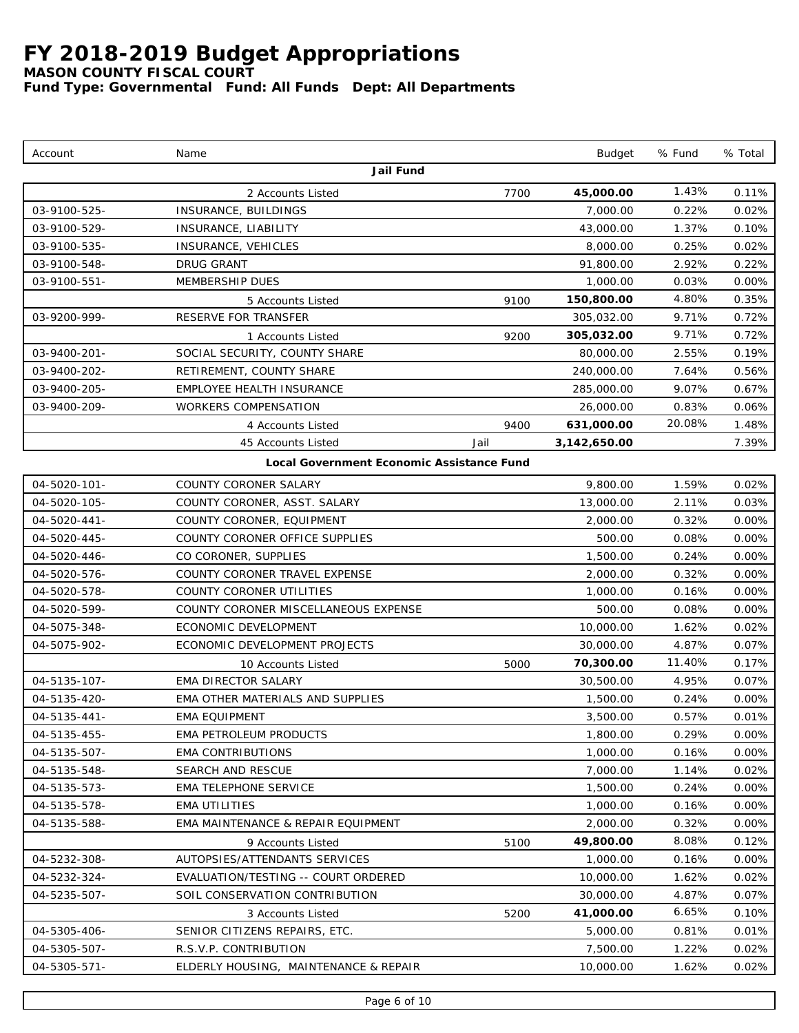# FY 2018-2019 Budget Appropriations

**MASON COUNTY FISCAL COURT**

**Fund Type: Governmental Fund: All Funds Dept: All Departments**

| Account | Name | | Budget | % Fund | % Total |
|---|---|---|---|---|---|
| | **Jail Fund** | | | | |
| | 2 Accounts Listed | 7700 | **45,000.00** | 1.43% | 0.11% |
| 03-9100-525- | INSURANCE, BUILDINGS | | 7,000.00 | 0.22% | 0.02% |
| 03-9100-529- | INSURANCE, LIABILITY | | 43,000.00 | 1.37% | 0.10% |
| 03-9100-535- | INSURANCE, VEHICLES | | 8,000.00 | 0.25% | 0.02% |
| 03-9100-548- | DRUG GRANT | | 91,800.00 | 2.92% | 0.22% |
| 03-9100-551- | MEMBERSHIP DUES | | 1,000.00 | 0.03% | 0.00% |
| | 5 Accounts Listed | 9100 | **150,800.00** | 4.80% | 0.35% |
| 03-9200-999- | RESERVE FOR TRANSFER | | 305,032.00 | 9.71% | 0.72% |
| | 1 Accounts Listed | 9200 | **305,032.00** | 9.71% | 0.72% |
| 03-9400-201- | SOCIAL SECURITY, COUNTY SHARE | | 80,000.00 | 2.55% | 0.19% |
| 03-9400-202- | RETIREMENT, COUNTY SHARE | | 240,000.00 | 7.64% | 0.56% |
| 03-9400-205- | EMPLOYEE HEALTH INSURANCE | | 285,000.00 | 9.07% | 0.67% |
| 03-9400-209- | WORKERS COMPENSATION | | 26,000.00 | 0.83% | 0.06% |
| | 4 Accounts Listed | 9400 | **631,000.00** | 20.08% | 1.48% |
| | 45 Accounts Listed | Jail | **3,142,650.00** | | 7.39% |
| | **Local Government Economic Assistance Fund** | | | | |
| 04-5020-101- | COUNTY CORONER SALARY | | 9,800.00 | 1.59% | 0.02% |
| 04-5020-105- | COUNTY CORONER, ASST. SALARY | | 13,000.00 | 2.11% | 0.03% |
| 04-5020-441- | COUNTY CORONER, EQUIPMENT | | 2,000.00 | 0.32% | 0.00% |
| 04-5020-445- | COUNTY CORONER OFFICE SUPPLIES | | 500.00 | 0.08% | 0.00% |
| 04-5020-446- | CO CORONER, SUPPLIES | | 1,500.00 | 0.24% | 0.00% |
| 04-5020-576- | COUNTY CORONER TRAVEL EXPENSE | | 2,000.00 | 0.32% | 0.00% |
| 04-5020-578- | COUNTY CORONER UTILITIES | | 1,000.00 | 0.16% | 0.00% |
| 04-5020-599- | COUNTY CORONER MISCELLANEOUS EXPENSE | | 500.00 | 0.08% | 0.00% |
| 04-5075-348- | ECONOMIC DEVELOPMENT | | 10,000.00 | 1.62% | 0.02% |
| 04-5075-902- | ECONOMIC DEVELOPMENT PROJECTS | | 30,000.00 | 4.87% | 0.07% |
| | 10 Accounts Listed | 5000 | **70,300.00** | 11.40% | 0.17% |
| 04-5135-107- | EMA DIRECTOR SALARY | | 30,500.00 | 4.95% | 0.07% |
| 04-5135-420- | EMA OTHER MATERIALS AND SUPPLIES | | 1,500.00 | 0.24% | 0.00% |
| 04-5135-441- | EMA EQUIPMENT | | 3,500.00 | 0.57% | 0.01% |
| 04-5135-455- | EMA PETROLEUM PRODUCTS | | 1,800.00 | 0.29% | 0.00% |
| 04-5135-507- | EMA CONTRIBUTIONS | | 1,000.00 | 0.16% | 0.00% |
| 04-5135-548- | SEARCH AND RESCUE | | 7,000.00 | 1.14% | 0.02% |
| 04-5135-573- | EMA TELEPHONE SERVICE | | 1,500.00 | 0.24% | 0.00% |
| 04-5135-578- | EMA UTILITIES | | 1,000.00 | 0.16% | 0.00% |
| 04-5135-588- | EMA MAINTENANCE & REPAIR EQUIPMENT | | 2,000.00 | 0.32% | 0.00% |
| | 9 Accounts Listed | 5100 | **49,800.00** | 8.08% | 0.12% |
| 04-5232-308- | AUTOPSIES/ATTENDANTS SERVICES | | 1,000.00 | 0.16% | 0.00% |
| 04-5232-324- | EVALUATION/TESTING -- COURT ORDERED | | 10,000.00 | 1.62% | 0.02% |
| 04-5235-507- | SOIL CONSERVATION CONTRIBUTION | | 30,000.00 | 4.87% | 0.07% |
| | 3 Accounts Listed | 5200 | **41,000.00** | 6.65% | 0.10% |
| 04-5305-406- | SENIOR CITIZENS REPAIRS, ETC. | | 5,000.00 | 0.81% | 0.01% |
| 04-5305-507- | R.S.V.P. CONTRIBUTION | | 7,500.00 | 1.22% | 0.02% |
| 04-5305-571- | ELDERLY HOUSING, MAINTENANCE & REPAIR | | 10,000.00 | 1.62% | 0.02% |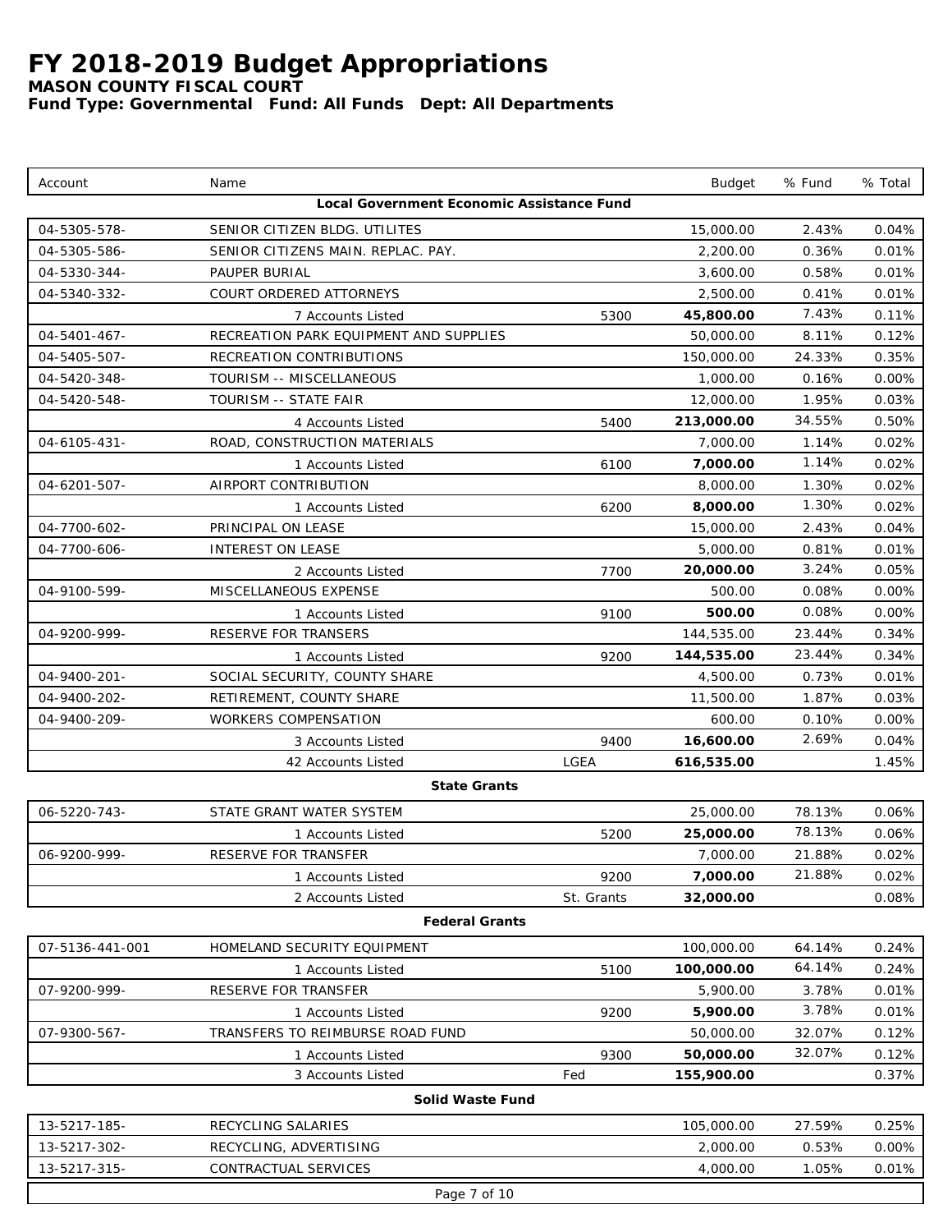# FY 2018-2019 Budget Appropriations

**MASON COUNTY FISCAL COURT**

**Fund Type: Governmental   Fund: All Funds   Dept: All Departments**

| Account | Name | | Budget | % Fund | % Total |
|---|---|---|---|---|---|
| | **Local Government Economic Assistance Fund** | | | | |
| 04-5305-578- | SENIOR CITIZEN BLDG. UTILITES | | 15,000.00 | 2.43% | 0.04% |
| 04-5305-586- | SENIOR CITIZENS MAIN. REPLAC. PAY. | | 2,200.00 | 0.36% | 0.01% |
| 04-5330-344- | PAUPER BURIAL | | 3,600.00 | 0.58% | 0.01% |
| 04-5340-332- | COURT ORDERED ATTORNEYS | | 2,500.00 | 0.41% | 0.01% |
| | 7 Accounts Listed | 5300 | **45,800.00** | 7.43% | 0.11% |
| 04-5401-467- | RECREATION PARK EQUIPMENT AND SUPPLIES | | 50,000.00 | 8.11% | 0.12% |
| 04-5405-507- | RECREATION CONTRIBUTIONS | | 150,000.00 | 24.33% | 0.35% |
| 04-5420-348- | TOURISM -- MISCELLANEOUS | | 1,000.00 | 0.16% | 0.00% |
| 04-5420-548- | TOURISM -- STATE FAIR | | 12,000.00 | 1.95% | 0.03% |
| | 4 Accounts Listed | 5400 | **213,000.00** | 34.55% | 0.50% |
| 04-6105-431- | ROAD, CONSTRUCTION MATERIALS | | 7,000.00 | 1.14% | 0.02% |
| | 1 Accounts Listed | 6100 | **7,000.00** | 1.14% | 0.02% |
| 04-6201-507- | AIRPORT CONTRIBUTION | | 8,000.00 | 1.30% | 0.02% |
| | 1 Accounts Listed | 6200 | **8,000.00** | 1.30% | 0.02% |
| 04-7700-602- | PRINCIPAL ON LEASE | | 15,000.00 | 2.43% | 0.04% |
| 04-7700-606- | INTEREST ON LEASE | | 5,000.00 | 0.81% | 0.01% |
| | 2 Accounts Listed | 7700 | **20,000.00** | 3.24% | 0.05% |
| 04-9100-599- | MISCELLANEOUS EXPENSE | | 500.00 | 0.08% | 0.00% |
| | 1 Accounts Listed | 9100 | **500.00** | 0.08% | 0.00% |
| 04-9200-999- | RESERVE FOR TRANSERS | | 144,535.00 | 23.44% | 0.34% |
| | 1 Accounts Listed | 9200 | **144,535.00** | 23.44% | 0.34% |
| 04-9400-201- | SOCIAL SECURITY, COUNTY SHARE | | 4,500.00 | 0.73% | 0.01% |
| 04-9400-202- | RETIREMENT, COUNTY SHARE | | 11,500.00 | 1.87% | 0.03% |
| 04-9400-209- | WORKERS COMPENSATION | | 600.00 | 0.10% | 0.00% |
| | 3 Accounts Listed | 9400 | **16,600.00** | 2.69% | 0.04% |
| | 42 Accounts Listed | LGEA | **616,535.00** | | 1.45% |
| | **State Grants** | | | | |
| 06-5220-743- | STATE GRANT WATER SYSTEM | | 25,000.00 | 78.13% | 0.06% |
| | 1 Accounts Listed | 5200 | **25,000.00** | 78.13% | 0.06% |
| 06-9200-999- | RESERVE FOR TRANSFER | | 7,000.00 | 21.88% | 0.02% |
| | 1 Accounts Listed | 9200 | **7,000.00** | 21.88% | 0.02% |
| | 2 Accounts Listed | St. Grants | **32,000.00** | | 0.08% |
| | **Federal Grants** | | | | |
| 07-5136-441-001 | HOMELAND SECURITY EQUIPMENT | | 100,000.00 | 64.14% | 0.24% |
| | 1 Accounts Listed | 5100 | **100,000.00** | 64.14% | 0.24% |
| 07-9200-999- | RESERVE FOR TRANSFER | | 5,900.00 | 3.78% | 0.01% |
| | 1 Accounts Listed | 9200 | **5,900.00** | 3.78% | 0.01% |
| 07-9300-567- | TRANSFERS TO REIMBURSE ROAD FUND | | 50,000.00 | 32.07% | 0.12% |
| | 1 Accounts Listed | 9300 | **50,000.00** | 32.07% | 0.12% |
| | 3 Accounts Listed | Fed | **155,900.00** | | 0.37% |
| | **Solid Waste Fund** | | | | |
| 13-5217-185- | RECYCLING SALARIES | | 105,000.00 | 27.59% | 0.25% |
| 13-5217-302- | RECYCLING, ADVERTISING | | 2,000.00 | 0.53% | 0.00% |
| 13-5217-315- | CONTRACTUAL SERVICES | | 4,000.00 | 1.05% | 0.01% |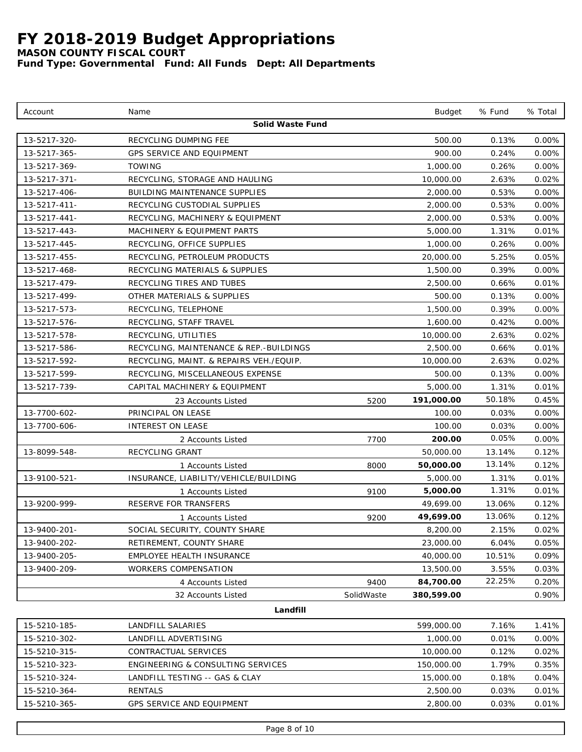# FY 2018-2019 Budget Appropriations

**MASON COUNTY FISCAL COURT**

**Fund Type: Governmental Fund: All Funds Dept: All Departments**

| Account | Name | | Budget | % Fund | % Total |
|---|---|---|---|---|---|
| | **Solid Waste Fund** | | | | |
| 13-5217-320- | RECYCLING DUMPING FEE | | 500.00 | 0.13% | 0.00% |
| 13-5217-365- | GPS SERVICE AND EQUIPMENT | | 900.00 | 0.24% | 0.00% |
| 13-5217-369- | TOWING | | 1,000.00 | 0.26% | 0.00% |
| 13-5217-371- | RECYCLING, STORAGE AND HAULING | | 10,000.00 | 2.63% | 0.02% |
| 13-5217-406- | BUILDING MAINTENANCE SUPPLIES | | 2,000.00 | 0.53% | 0.00% |
| 13-5217-411- | RECYCLING CUSTODIAL SUPPLIES | | 2,000.00 | 0.53% | 0.00% |
| 13-5217-441- | RECYCLING, MACHINERY & EQUIPMENT | | 2,000.00 | 0.53% | 0.00% |
| 13-5217-443- | MACHINERY & EQUIPMENT PARTS | | 5,000.00 | 1.31% | 0.01% |
| 13-5217-445- | RECYCLING, OFFICE SUPPLIES | | 1,000.00 | 0.26% | 0.00% |
| 13-5217-455- | RECYCLING, PETROLEUM PRODUCTS | | 20,000.00 | 5.25% | 0.05% |
| 13-5217-468- | RECYCLING MATERIALS & SUPPLIES | | 1,500.00 | 0.39% | 0.00% |
| 13-5217-479- | RECYCLING TIRES AND TUBES | | 2,500.00 | 0.66% | 0.01% |
| 13-5217-499- | OTHER MATERIALS & SUPPLIES | | 500.00 | 0.13% | 0.00% |
| 13-5217-573- | RECYCLING, TELEPHONE | | 1,500.00 | 0.39% | 0.00% |
| 13-5217-576- | RECYCLING, STAFF TRAVEL | | 1,600.00 | 0.42% | 0.00% |
| 13-5217-578- | RECYCLING, UTILITIES | | 10,000.00 | 2.63% | 0.02% |
| 13-5217-586- | RECYCLING, MAINTENANCE & REP.-BUILDINGS | | 2,500.00 | 0.66% | 0.01% |
| 13-5217-592- | RECYCLING, MAINT. & REPAIRS VEH./EQUIP. | | 10,000.00 | 2.63% | 0.02% |
| 13-5217-599- | RECYCLING, MISCELLANEOUS EXPENSE | | 500.00 | 0.13% | 0.00% |
| 13-5217-739- | CAPITAL MACHINERY & EQUIPMENT | | 5,000.00 | 1.31% | 0.01% |
| | 23 Accounts Listed | 5200 | **191,000.00** | 50.18% | 0.45% |
| 13-7700-602- | PRINCIPAL ON LEASE | | 100.00 | 0.03% | 0.00% |
| 13-7700-606- | INTEREST ON LEASE | | 100.00 | 0.03% | 0.00% |
| | 2 Accounts Listed | 7700 | **200.00** | 0.05% | 0.00% |
| 13-8099-548- | RECYCLING GRANT | | 50,000.00 | 13.14% | 0.12% |
| | 1 Accounts Listed | 8000 | **50,000.00** | 13.14% | 0.12% |
| 13-9100-521- | INSURANCE, LIABILITY/VEHICLE/BUILDING | | 5,000.00 | 1.31% | 0.01% |
| | 1 Accounts Listed | 9100 | **5,000.00** | 1.31% | 0.01% |
| 13-9200-999- | RESERVE FOR TRANSFERS | | 49,699.00 | 13.06% | 0.12% |
| | 1 Accounts Listed | 9200 | **49,699.00** | 13.06% | 0.12% |
| 13-9400-201- | SOCIAL SECURITY, COUNTY SHARE | | 8,200.00 | 2.15% | 0.02% |
| 13-9400-202- | RETIREMENT, COUNTY SHARE | | 23,000.00 | 6.04% | 0.05% |
| 13-9400-205- | EMPLOYEE HEALTH INSURANCE | | 40,000.00 | 10.51% | 0.09% |
| 13-9400-209- | WORKERS COMPENSATION | | 13,500.00 | 3.55% | 0.03% |
| | 4 Accounts Listed | 9400 | **84,700.00** | 22.25% | 0.20% |
| | 32 Accounts Listed | SolidWaste | **380,599.00** | | 0.90% |
| | **Landfill** | | | | |
| 15-5210-185- | LANDFILL SALARIES | | 599,000.00 | 7.16% | 1.41% |
| 15-5210-302- | LANDFILL ADVERTISING | | 1,000.00 | 0.01% | 0.00% |
| 15-5210-315- | CONTRACTUAL SERVICES | | 10,000.00 | 0.12% | 0.02% |
| 15-5210-323- | ENGINEERING & CONSULTING SERVICES | | 150,000.00 | 1.79% | 0.35% |
| 15-5210-324- | LANDFILL TESTING -- GAS & CLAY | | 15,000.00 | 0.18% | 0.04% |
| 15-5210-364- | RENTALS | | 2,500.00 | 0.03% | 0.01% |
| 15-5210-365- | GPS SERVICE AND EQUIPMENT | | 2,800.00 | 0.03% | 0.01% |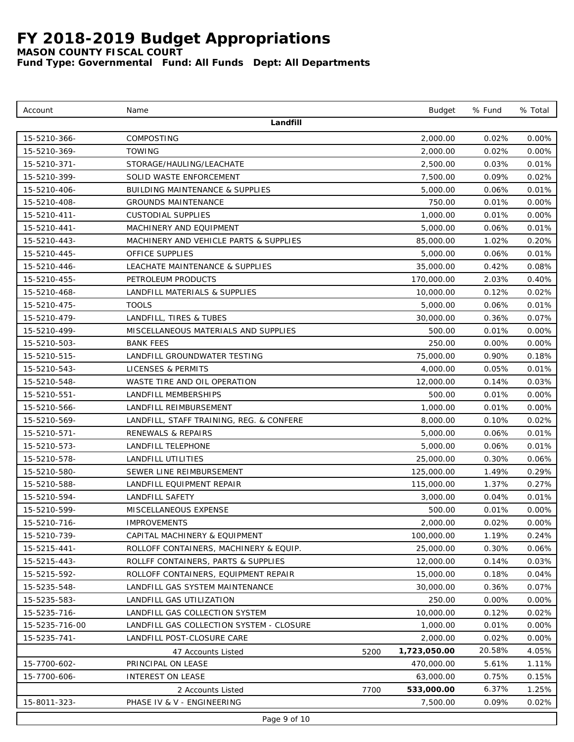# FY 2018-2019 Budget Appropriations

**MASON COUNTY FISCAL COURT**

**Fund Type: Governmental   Fund: All Funds   Dept: All Departments**

| Account | Name | | Budget | % Fund | % Total |
|---|---|---|---|---|---|
| | **Landfill** | | | | |
| 15-5210-366- | COMPOSTING | | 2,000.00 | 0.02% | 0.00% |
| 15-5210-369- | TOWING | | 2,000.00 | 0.02% | 0.00% |
| 15-5210-371- | STORAGE/HAULING/LEACHATE | | 2,500.00 | 0.03% | 0.01% |
| 15-5210-399- | SOLID WASTE ENFORCEMENT | | 7,500.00 | 0.09% | 0.02% |
| 15-5210-406- | BUILDING MAINTENANCE & SUPPLIES | | 5,000.00 | 0.06% | 0.01% |
| 15-5210-408- | GROUNDS MAINTENANCE | | 750.00 | 0.01% | 0.00% |
| 15-5210-411- | CUSTODIAL SUPPLIES | | 1,000.00 | 0.01% | 0.00% |
| 15-5210-441- | MACHINERY AND EQUIPMENT | | 5,000.00 | 0.06% | 0.01% |
| 15-5210-443- | MACHINERY AND VEHICLE PARTS & SUPPLIES | | 85,000.00 | 1.02% | 0.20% |
| 15-5210-445- | OFFICE SUPPLIES | | 5,000.00 | 0.06% | 0.01% |
| 15-5210-446- | LEACHATE MAINTENANCE & SUPPLIES | | 35,000.00 | 0.42% | 0.08% |
| 15-5210-455- | PETROLEUM PRODUCTS | | 170,000.00 | 2.03% | 0.40% |
| 15-5210-468- | LANDFILL MATERIALS & SUPPLIES | | 10,000.00 | 0.12% | 0.02% |
| 15-5210-475- | TOOLS | | 5,000.00 | 0.06% | 0.01% |
| 15-5210-479- | LANDFILL, TIRES & TUBES | | 30,000.00 | 0.36% | 0.07% |
| 15-5210-499- | MISCELLANEOUS MATERIALS AND SUPPLIES | | 500.00 | 0.01% | 0.00% |
| 15-5210-503- | BANK FEES | | 250.00 | 0.00% | 0.00% |
| 15-5210-515- | LANDFILL GROUNDWATER TESTING | | 75,000.00 | 0.90% | 0.18% |
| 15-5210-543- | LICENSES & PERMITS | | 4,000.00 | 0.05% | 0.01% |
| 15-5210-548- | WASTE TIRE AND OIL OPERATION | | 12,000.00 | 0.14% | 0.03% |
| 15-5210-551- | LANDFILL MEMBERSHIPS | | 500.00 | 0.01% | 0.00% |
| 15-5210-566- | LANDFILL REIMBURSEMENT | | 1,000.00 | 0.01% | 0.00% |
| 15-5210-569- | LANDFILL, STAFF TRAINING, REG. & CONFERE | | 8,000.00 | 0.10% | 0.02% |
| 15-5210-571- | RENEWALS & REPAIRS | | 5,000.00 | 0.06% | 0.01% |
| 15-5210-573- | LANDFILL TELEPHONE | | 5,000.00 | 0.06% | 0.01% |
| 15-5210-578- | LANDFILL UTILITIES | | 25,000.00 | 0.30% | 0.06% |
| 15-5210-580- | SEWER LINE REIMBURSEMENT | | 125,000.00 | 1.49% | 0.29% |
| 15-5210-588- | LANDFILL EQUIPMENT REPAIR | | 115,000.00 | 1.37% | 0.27% |
| 15-5210-594- | LANDFILL SAFETY | | 3,000.00 | 0.04% | 0.01% |
| 15-5210-599- | MISCELLANEOUS EXPENSE | | 500.00 | 0.01% | 0.00% |
| 15-5210-716- | IMPROVEMENTS | | 2,000.00 | 0.02% | 0.00% |
| 15-5210-739- | CAPITAL MACHINERY & EQUIPMENT | | 100,000.00 | 1.19% | 0.24% |
| 15-5215-441- | ROLLOFF CONTAINERS, MACHINERY & EQUIP. | | 25,000.00 | 0.30% | 0.06% |
| 15-5215-443- | ROLLFF CONTAINERS, PARTS & SUPPLIES | | 12,000.00 | 0.14% | 0.03% |
| 15-5215-592- | ROLLOFF CONTAINERS, EQUIPMENT REPAIR | | 15,000.00 | 0.18% | 0.04% |
| 15-5235-548- | LANDFILL GAS SYSTEM MAINTENANCE | | 30,000.00 | 0.36% | 0.07% |
| 15-5235-583- | LANDFILL GAS UTILIZATION | | 250.00 | 0.00% | 0.00% |
| 15-5235-716- | LANDFILL GAS COLLECTION SYSTEM | | 10,000.00 | 0.12% | 0.02% |
| 15-5235-716-00 | LANDFILL GAS COLLECTION SYSTEM - CLOSURE | | 1,000.00 | 0.01% | 0.00% |
| 15-5235-741- | LANDFILL POST-CLOSURE CARE | | 2,000.00 | 0.02% | 0.00% |
| | 47 Accounts Listed | 5200 | **1,723,050.00** | 20.58% | 4.05% |
| 15-7700-602- | PRINCIPAL ON LEASE | | 470,000.00 | 5.61% | 1.11% |
| 15-7700-606- | INTEREST ON LEASE | | 63,000.00 | 0.75% | 0.15% |
| | 2 Accounts Listed | 7700 | **533,000.00** | 6.37% | 1.25% |
| 15-8011-323- | PHASE IV & V - ENGINEERING | | 7,500.00 | 0.09% | 0.02% |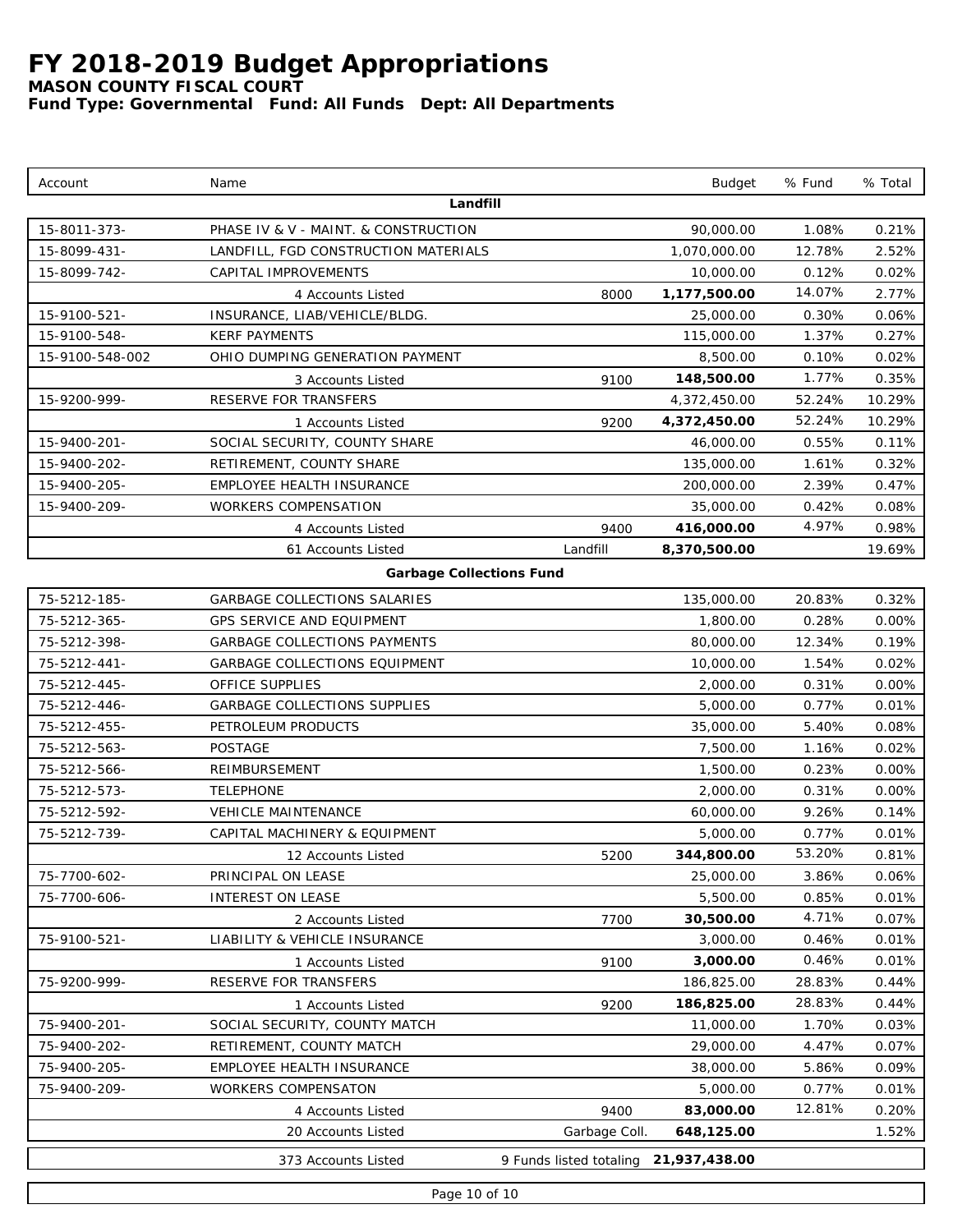# FY 2018-2019 Budget Appropriations

**MASON COUNTY FISCAL COURT**

**Fund Type: Governmental Fund: All Funds Dept: All Departments**

| Account | Name | | Budget | % Fund | % Total |
|---|---|---|---|---|---|
| | **Landfill** | | | | |
| 15-8011-373- | PHASE IV & V - MAINT. & CONSTRUCTION | | 90,000.00 | 1.08% | 0.21% |
| 15-8099-431- | LANDFILL, FGD CONSTRUCTION MATERIALS | | 1,070,000.00 | 12.78% | 2.52% |
| 15-8099-742- | CAPITAL IMPROVEMENTS | | 10,000.00 | 0.12% | 0.02% |
| | 4 Accounts Listed | 8000 | **1,177,500.00** | 14.07% | 2.77% |
| 15-9100-521- | INSURANCE, LIAB/VEHICLE/BLDG. | | 25,000.00 | 0.30% | 0.06% |
| 15-9100-548- | KERF PAYMENTS | | 115,000.00 | 1.37% | 0.27% |
| 15-9100-548-002 | OHIO DUMPING GENERATION PAYMENT | | 8,500.00 | 0.10% | 0.02% |
| | 3 Accounts Listed | 9100 | **148,500.00** | 1.77% | 0.35% |
| 15-9200-999- | RESERVE FOR TRANSFERS | | 4,372,450.00 | 52.24% | 10.29% |
| | 1 Accounts Listed | 9200 | **4,372,450.00** | 52.24% | 10.29% |
| 15-9400-201- | SOCIAL SECURITY, COUNTY SHARE | | 46,000.00 | 0.55% | 0.11% |
| 15-9400-202- | RETIREMENT, COUNTY SHARE | | 135,000.00 | 1.61% | 0.32% |
| 15-9400-205- | EMPLOYEE HEALTH INSURANCE | | 200,000.00 | 2.39% | 0.47% |
| 15-9400-209- | WORKERS COMPENSATION | | 35,000.00 | 0.42% | 0.08% |
| | 4 Accounts Listed | 9400 | **416,000.00** | 4.97% | 0.98% |
| | 61 Accounts Listed | Landfill | **8,370,500.00** | | 19.69% |
| | **Garbage Collections Fund** | | | | |
| 75-5212-185- | GARBAGE COLLECTIONS SALARIES | | 135,000.00 | 20.83% | 0.32% |
| 75-5212-365- | GPS SERVICE AND EQUIPMENT | | 1,800.00 | 0.28% | 0.00% |
| 75-5212-398- | GARBAGE COLLECTIONS PAYMENTS | | 80,000.00 | 12.34% | 0.19% |
| 75-5212-441- | GARBAGE COLLECTIONS EQUIPMENT | | 10,000.00 | 1.54% | 0.02% |
| 75-5212-445- | OFFICE SUPPLIES | | 2,000.00 | 0.31% | 0.00% |
| 75-5212-446- | GARBAGE COLLECTIONS SUPPLIES | | 5,000.00 | 0.77% | 0.01% |
| 75-5212-455- | PETROLEUM PRODUCTS | | 35,000.00 | 5.40% | 0.08% |
| 75-5212-563- | POSTAGE | | 7,500.00 | 1.16% | 0.02% |
| 75-5212-566- | REIMBURSEMENT | | 1,500.00 | 0.23% | 0.00% |
| 75-5212-573- | TELEPHONE | | 2,000.00 | 0.31% | 0.00% |
| 75-5212-592- | VEHICLE MAINTENANCE | | 60,000.00 | 9.26% | 0.14% |
| 75-5212-739- | CAPITAL MACHINERY & EQUIPMENT | | 5,000.00 | 0.77% | 0.01% |
| | 12 Accounts Listed | 5200 | **344,800.00** | 53.20% | 0.81% |
| 75-7700-602- | PRINCIPAL ON LEASE | | 25,000.00 | 3.86% | 0.06% |
| 75-7700-606- | INTEREST ON LEASE | | 5,500.00 | 0.85% | 0.01% |
| | 2 Accounts Listed | 7700 | **30,500.00** | 4.71% | 0.07% |
| 75-9100-521- | LIABILITY & VEHICLE INSURANCE | | 3,000.00 | 0.46% | 0.01% |
| | 1 Accounts Listed | 9100 | **3,000.00** | 0.46% | 0.01% |
| 75-9200-999- | RESERVE FOR TRANSFERS | | 186,825.00 | 28.83% | 0.44% |
| | 1 Accounts Listed | 9200 | **186,825.00** | 28.83% | 0.44% |
| 75-9400-201- | SOCIAL SECURITY, COUNTY MATCH | | 11,000.00 | 1.70% | 0.03% |
| 75-9400-202- | RETIREMENT, COUNTY MATCH | | 29,000.00 | 4.47% | 0.07% |
| 75-9400-205- | EMPLOYEE HEALTH INSURANCE | | 38,000.00 | 5.86% | 0.09% |
| 75-9400-209- | WORKERS COMPENSATON | | 5,000.00 | 0.77% | 0.01% |
| | 4 Accounts Listed | 9400 | **83,000.00** | 12.81% | 0.20% |
| | 20 Accounts Listed | Garbage Coll. | **648,125.00** | | 1.52% |
| | 373 Accounts Listed | 9 Funds listed totaling | **21,937,438.00** | | |